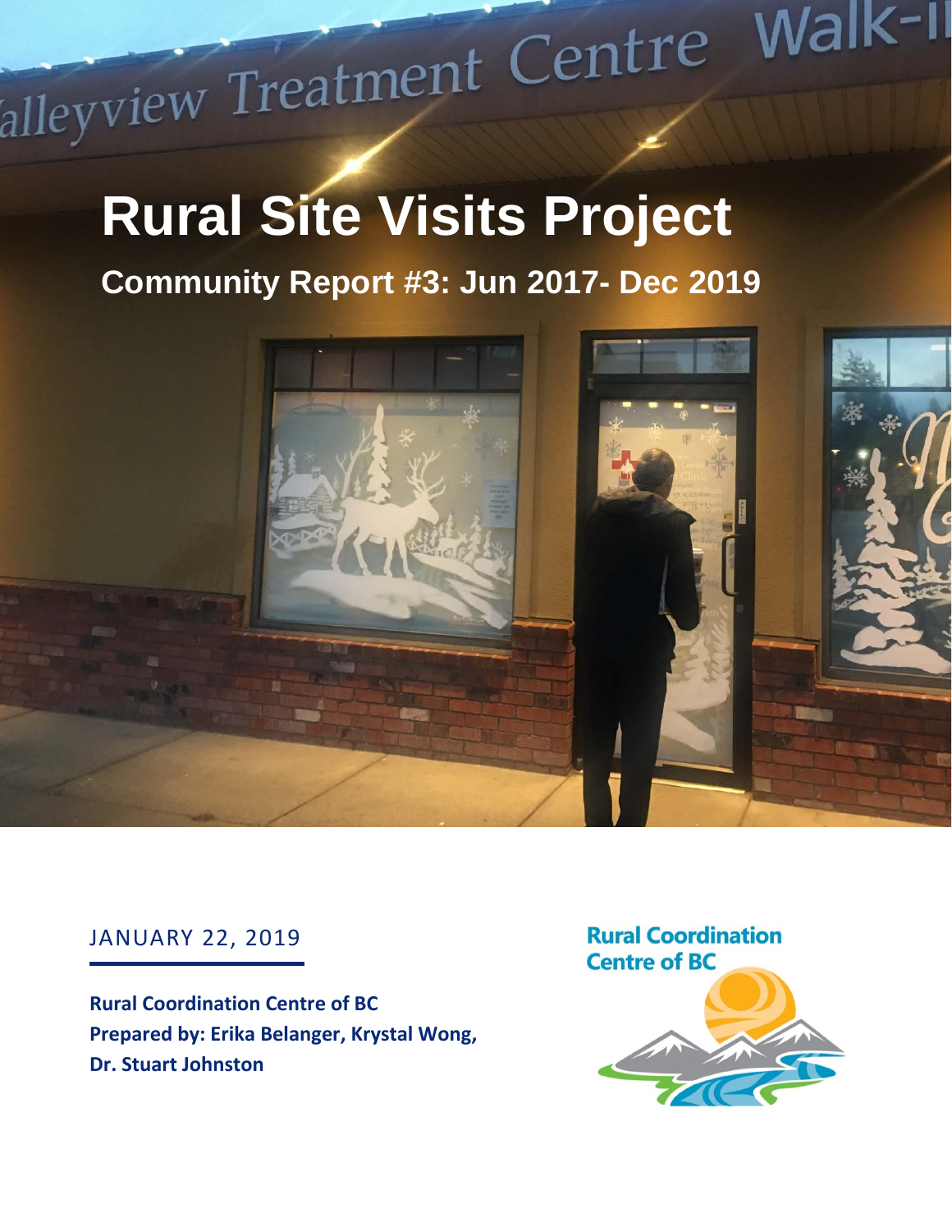# Rural Site Visits Project

## Community Report #3: Jun 2017- Dec 2019

JANUARY 22, 2019

**Rural Coordination Centre of BC**
**Prepared by: Erika Belanger, Krystal Wong, Dr. Stuart Johnston**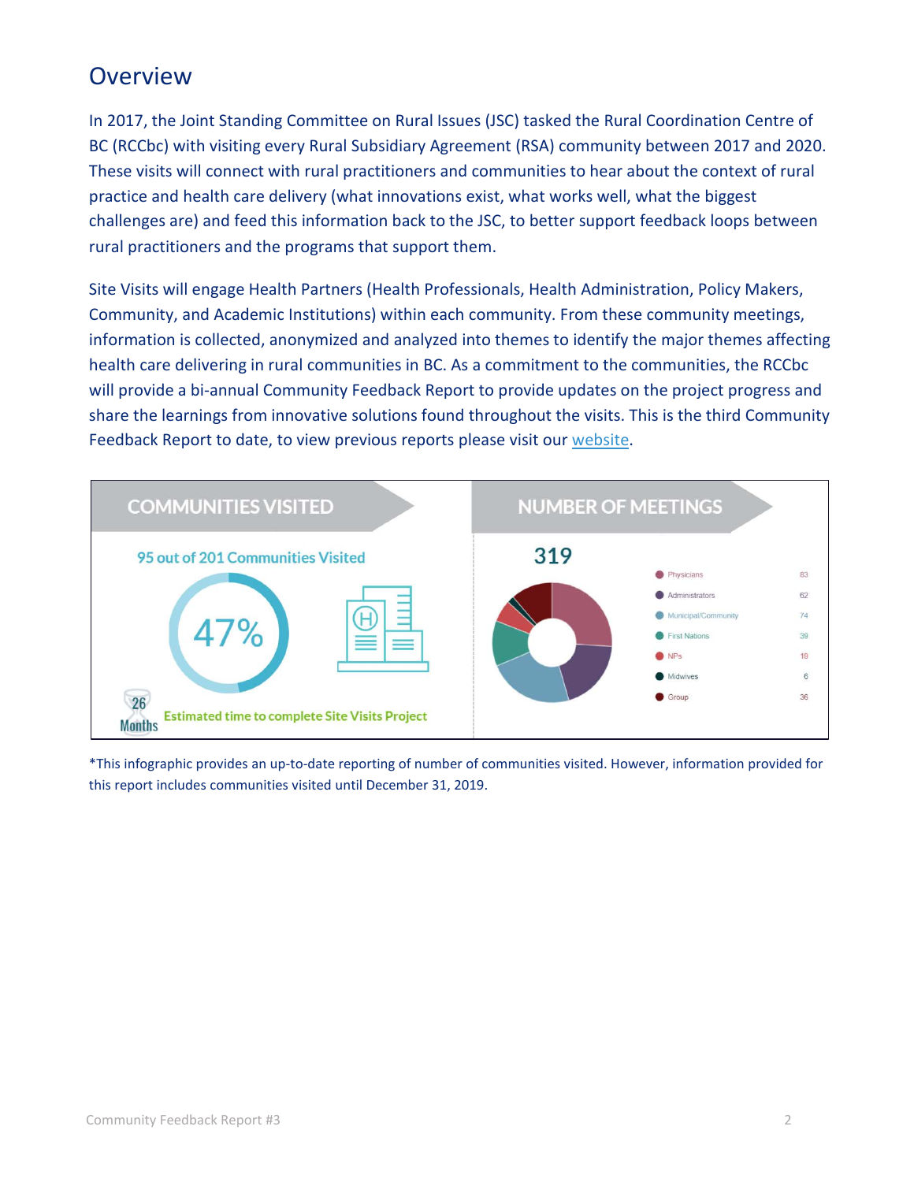## Overview

In 2017, the Joint Standing Committee on Rural Issues (JSC) tasked the Rural Coordination Centre of BC (RCCbc) with visiting every Rural Subsidiary Agreement (RSA) community between 2017 and 2020. These visits will connect with rural practitioners and communities to hear about the context of rural practice and health care delivery (what innovations exist, what works well, what the biggest challenges are) and feed this information back to the JSC, to better support feedback loops between rural practitioners and the programs that support them.

Site Visits will engage Health Partners (Health Professionals, Health Administration, Policy Makers, Community, and Academic Institutions) within each community. From these community meetings, information is collected, anonymized and analyzed into themes to identify the major themes affecting health care delivering in rural communities in BC. As a commitment to the communities, the RCCbc will provide a bi-annual Community Feedback Report to provide updates on the project progress and share the learnings from innovative solutions found throughout the visits. This is the third Community Feedback Report to date, to view previous reports please visit our website.

COMMUNITIES VISITED

95 out of 201 Communities Visited

47%

26 Months

Estimated time to complete Site Visits Project

NUMBER OF MEETINGS

319

Physicians 83

Administrators 62

Municipal/Community 74

First Nations 39

NPs 19

Midwives 6

Group 36

*This infographic provides an up-to-date reporting of number of communities visited. However, information provided for this report includes communities visited until December 31, 2019.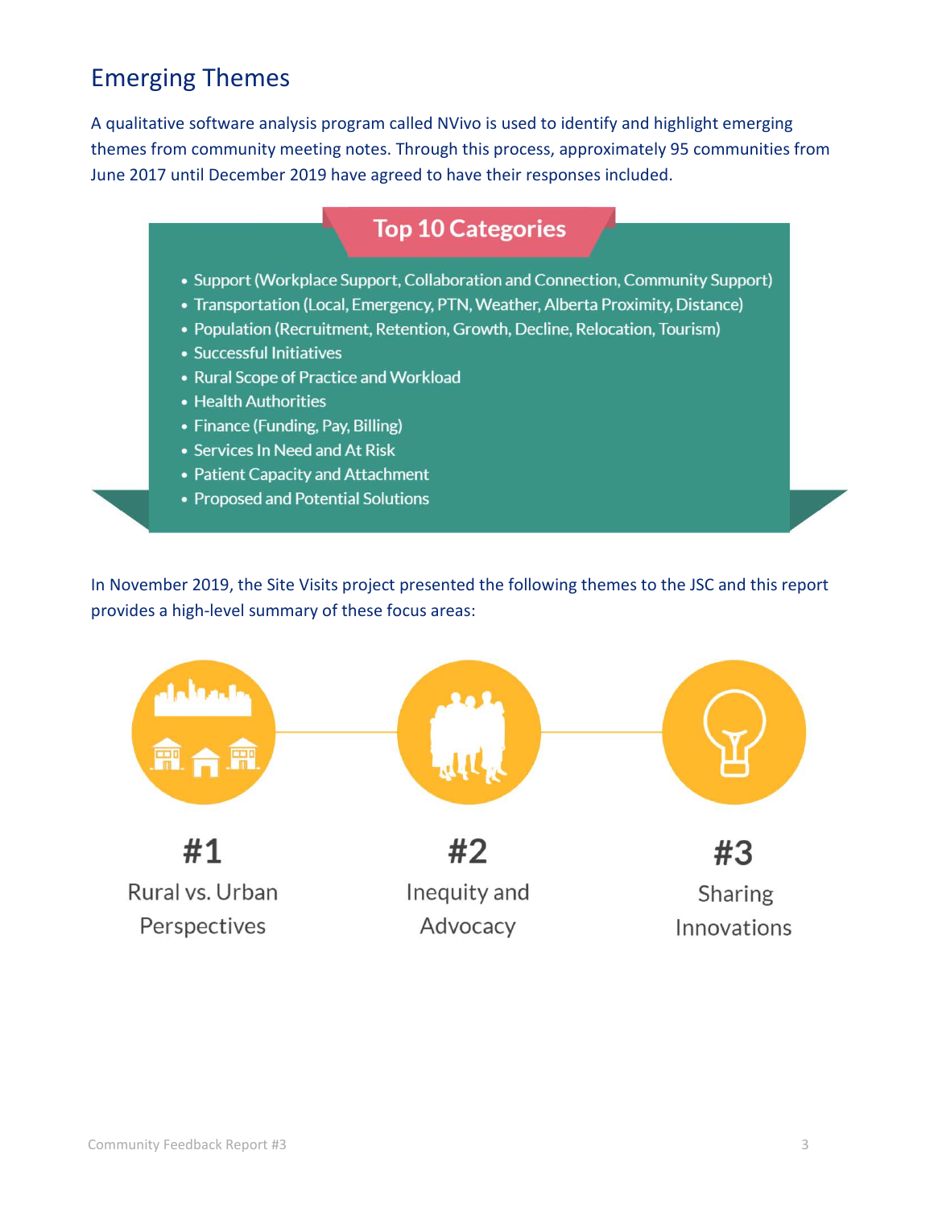## Emerging Themes

A qualitative software analysis program called NVivo is used to identify and highlight emerging themes from community meeting notes. Through this process, approximately 95 communities from June 2017 until December 2019 have agreed to have their responses included.

### Top 10 Categories

- Support (Workplace Support, Collaboration and Connection, Community Support)
- Transportation (Local, Emergency, PTN, Weather, Alberta Proximity, Distance)
- Population (Recruitment, Retention, Growth, Decline, Relocation, Tourism)
- Successful Initiatives
- Rural Scope of Practice and Workload
- Health Authorities
- Finance (Funding, Pay, Billing)
- Services In Need and At Risk
- Patient Capacity and Attachment
- Proposed and Potential Solutions

In November 2019, the Site Visits project presented the following themes to the JSC and this report provides a high-level summary of these focus areas:

**#1**
Rural vs. Urban Perspectives

**#2**
Inequity and Advocacy

**#3**
Sharing Innovations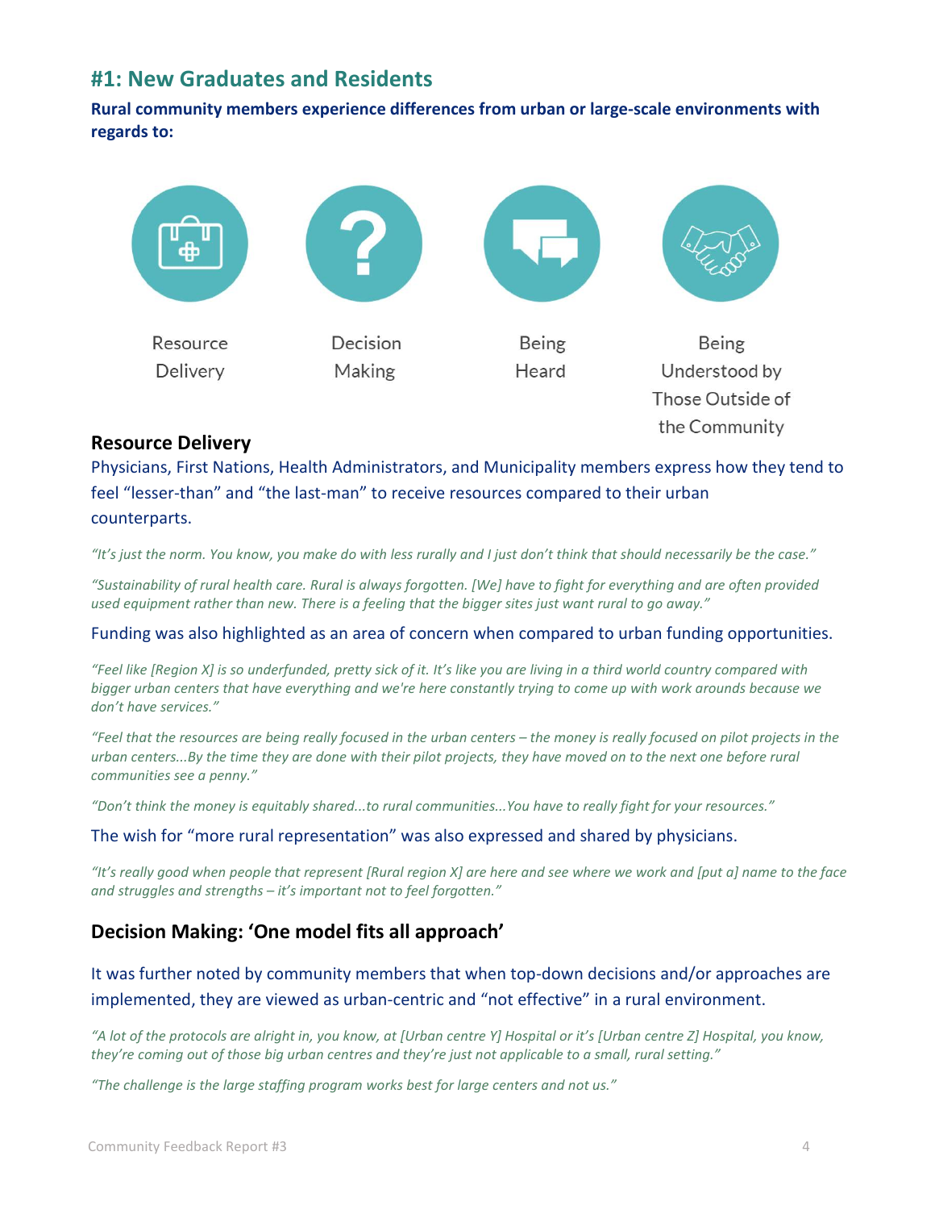## #1: New Graduates and Residents

**Rural community members experience differences from urban or large-scale environments with regards to:**

Resource Delivery

Decision Making

Being Heard

Being Understood by Those Outside of the Community

### Resource Delivery

Physicians, First Nations, Health Administrators, and Municipality members express how they tend to feel "lesser-than" and "the last-man" to receive resources compared to their urban counterparts.

*"It's just the norm. You know, you make do with less rurally and I just don't think that should necessarily be the case."*

*"Sustainability of rural health care. Rural is always forgotten. [We] have to fight for everything and are often provided used equipment rather than new. There is a feeling that the bigger sites just want rural to go away."*

Funding was also highlighted as an area of concern when compared to urban funding opportunities.

*"Feel like [Region X] is so underfunded, pretty sick of it. It's like you are living in a third world country compared with bigger urban centers that have everything and we're here constantly trying to come up with work arounds because we don't have services."*

*"Feel that the resources are being really focused in the urban centers – the money is really focused on pilot projects in the urban centers...By the time they are done with their pilot projects, they have moved on to the next one before rural communities see a penny."*

*"Don't think the money is equitably shared...to rural communities...You have to really fight for your resources."*

The wish for "more rural representation" was also expressed and shared by physicians.

*"It's really good when people that represent [Rural region X] are here and see where we work and [put a] name to the face and struggles and strengths – it's important not to feel forgotten."*

### Decision Making: 'One model fits all approach'

It was further noted by community members that when top-down decisions and/or approaches are implemented, they are viewed as urban-centric and "not effective" in a rural environment.

*"A lot of the protocols are alright in, you know, at [Urban centre Y] Hospital or it's [Urban centre Z] Hospital, you know, they're coming out of those big urban centres and they're just not applicable to a small, rural setting."*

*"The challenge is the large staffing program works best for large centers and not us."*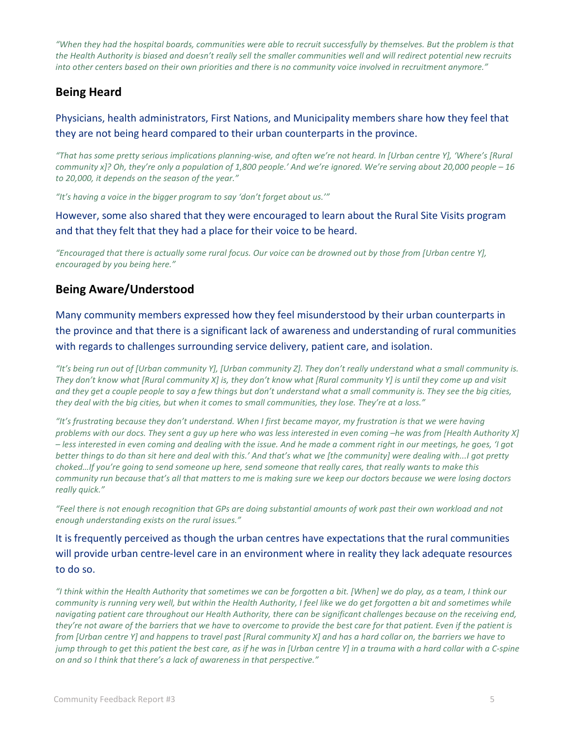*"When they had the hospital boards, communities were able to recruit successfully by themselves. But the problem is that the Health Authority is biased and doesn't really sell the smaller communities well and will redirect potential new recruits into other centers based on their own priorities and there is no community voice involved in recruitment anymore."*

## Being Heard

Physicians, health administrators, First Nations, and Municipality members share how they feel that they are not being heard compared to their urban counterparts in the province.

*"That has some pretty serious implications planning-wise, and often we're not heard. In [Urban centre Y], 'Where's [Rural community x]? Oh, they're only a population of 1,800 people.' And we're ignored. We're serving about 20,000 people – 16 to 20,000, it depends on the season of the year."*

*"It's having a voice in the bigger program to say 'don't forget about us.'"*

However, some also shared that they were encouraged to learn about the Rural Site Visits program and that they felt that they had a place for their voice to be heard.

*"Encouraged that there is actually some rural focus. Our voice can be drowned out by those from [Urban centre Y], encouraged by you being here."*

## Being Aware/Understood

Many community members expressed how they feel misunderstood by their urban counterparts in the province and that there is a significant lack of awareness and understanding of rural communities with regards to challenges surrounding service delivery, patient care, and isolation.

*"It's being run out of [Urban community Y], [Urban community Z]. They don't really understand what a small community is. They don't know what [Rural community X] is, they don't know what [Rural community Y] is until they come up and visit and they get a couple people to say a few things but don't understand what a small community is. They see the big cities, they deal with the big cities, but when it comes to small communities, they lose. They're at a loss."*

*"It's frustrating because they don't understand. When I first became mayor, my frustration is that we were having problems with our docs. They sent a guy up here who was less interested in even coming –he was from [Health Authority X] – less interested in even coming and dealing with the issue. And he made a comment right in our meetings, he goes, 'I got better things to do than sit here and deal with this.' And that's what we [the community] were dealing with...I got pretty choked…If you're going to send someone up here, send someone that really cares, that really wants to make this community run because that's all that matters to me is making sure we keep our doctors because we were losing doctors really quick."*

*"Feel there is not enough recognition that GPs are doing substantial amounts of work past their own workload and not enough understanding exists on the rural issues."*

It is frequently perceived as though the urban centres have expectations that the rural communities will provide urban centre-level care in an environment where in reality they lack adequate resources to do so.

*"I think within the Health Authority that sometimes we can be forgotten a bit. [When] we do play, as a team, I think our community is running very well, but within the Health Authority, I feel like we do get forgotten a bit and sometimes while navigating patient care throughout our Health Authority, there can be significant challenges because on the receiving end, they're not aware of the barriers that we have to overcome to provide the best care for that patient. Even if the patient is from [Urban centre Y] and happens to travel past [Rural community X] and has a hard collar on, the barriers we have to jump through to get this patient the best care, as if he was in [Urban centre Y] in a trauma with a hard collar with a C-spine on and so I think that there's a lack of awareness in that perspective."*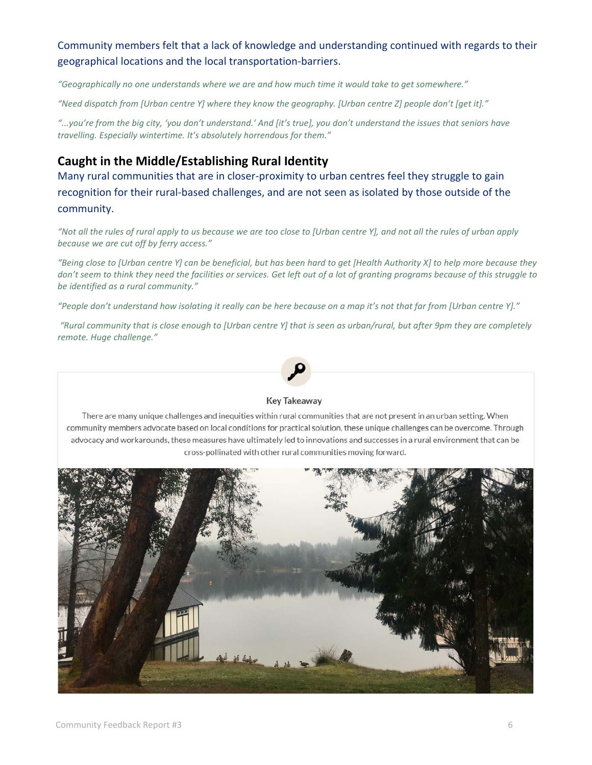Community members felt that a lack of knowledge and understanding continued with regards to their geographical locations and the local transportation-barriers.

*"Geographically no one understands where we are and how much time it would take to get somewhere."*

*"Need dispatch from [Urban centre Y] where they know the geography. [Urban centre Z] people don't [get it]."*

*"...you're from the big city, 'you don't understand.' And [it's true], you don't understand the issues that seniors have travelling. Especially wintertime. It's absolutely horrendous for them."*

## Caught in the Middle/Establishing Rural Identity

Many rural communities that are in closer-proximity to urban centres feel they struggle to gain recognition for their rural-based challenges, and are not seen as isolated by those outside of the community.

*"Not all the rules of rural apply to us because we are too close to [Urban centre Y], and not all the rules of urban apply because we are cut off by ferry access."*

*"Being close to [Urban centre Y] can be beneficial, but has been hard to get [Health Authority X] to help more because they don't seem to think they need the facilities or services. Get left out of a lot of granting programs because of this struggle to be identified as a rural community."*

*"People don't understand how isolating it really can be here because on a map it's not that far from [Urban centre Y]."*

*"Rural community that is close enough to [Urban centre Y] that is seen as urban/rural, but after 9pm they are completely remote. Huge challenge."*

**Key Takeaway**

There are many unique challenges and inequities within rural communities that are not present in an urban setting. When community members advocate based on local conditions for practical solution, these unique challenges can be overcome. Through advocacy and workarounds, these measures have ultimately led to innovations and successes in a rural environment that can be cross-pollinated with other rural communities moving forward.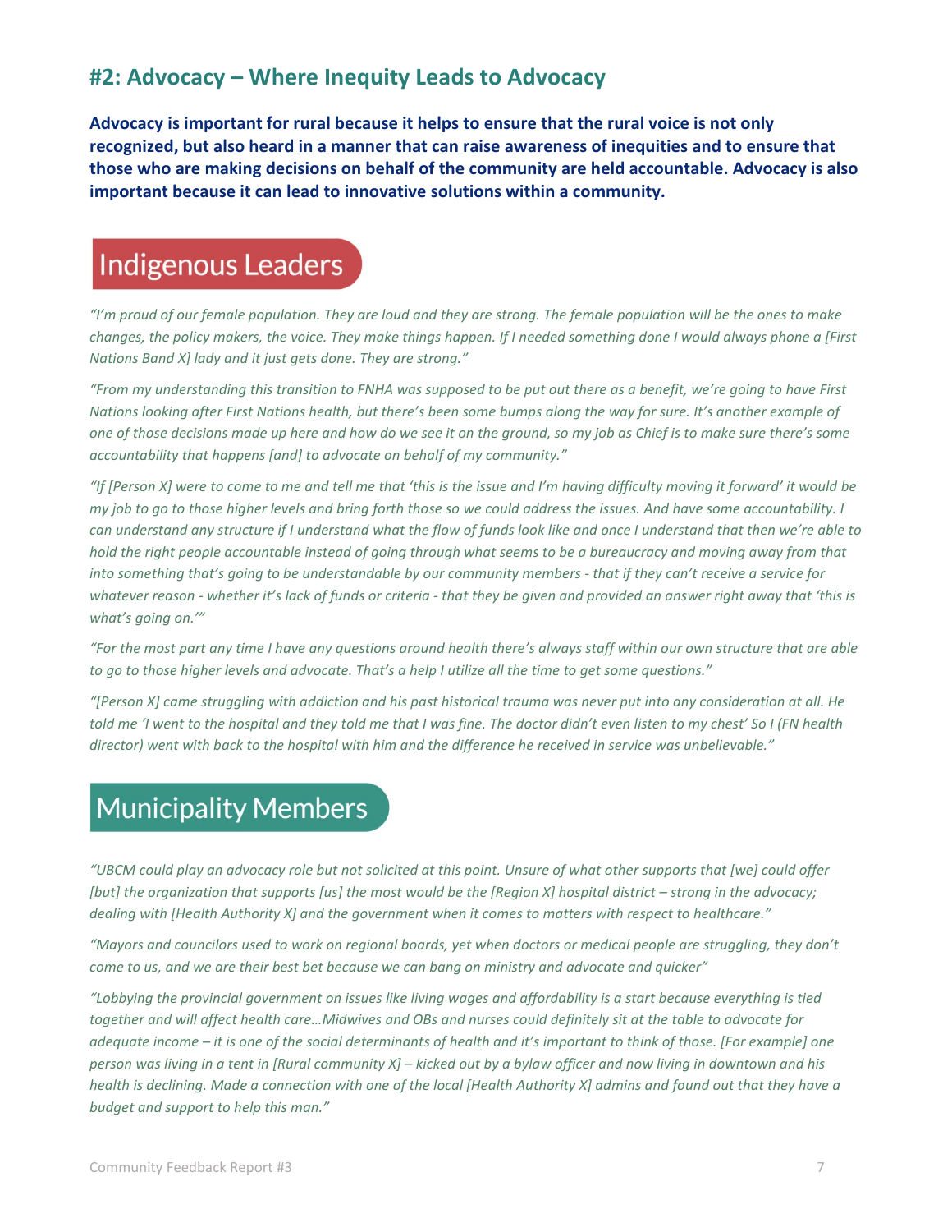## #2: Advocacy – Where Inequity Leads to Advocacy

**Advocacy is important for rural because it helps to ensure that the rural voice is not only recognized, but also heard in a manner that can raise awareness of inequities and to ensure that those who are making decisions on behalf of the community are held accountable. Advocacy is also important because it can lead to innovative solutions within a community.**

### Indigenous Leaders

*"I'm proud of our female population. They are loud and they are strong. The female population will be the ones to make changes, the policy makers, the voice. They make things happen. If I needed something done I would always phone a [First Nations Band X] lady and it just gets done. They are strong."*

*"From my understanding this transition to FNHA was supposed to be put out there as a benefit, we're going to have First Nations looking after First Nations health, but there's been some bumps along the way for sure. It's another example of one of those decisions made up here and how do we see it on the ground, so my job as Chief is to make sure there's some accountability that happens [and] to advocate on behalf of my community."*

*"If [Person X] were to come to me and tell me that 'this is the issue and I'm having difficulty moving it forward' it would be my job to go to those higher levels and bring forth those so we could address the issues. And have some accountability. I can understand any structure if I understand what the flow of funds look like and once I understand that then we're able to hold the right people accountable instead of going through what seems to be a bureaucracy and moving away from that into something that's going to be understandable by our community members - that if they can't receive a service for whatever reason - whether it's lack of funds or criteria - that they be given and provided an answer right away that 'this is what's going on.'"*

*"For the most part any time I have any questions around health there's always staff within our own structure that are able to go to those higher levels and advocate. That's a help I utilize all the time to get some questions."*

*"[Person X] came struggling with addiction and his past historical trauma was never put into any consideration at all. He told me 'I went to the hospital and they told me that I was fine. The doctor didn't even listen to my chest' So I (FN health director) went with back to the hospital with him and the difference he received in service was unbelievable."*

### Municipality Members

*"UBCM could play an advocacy role but not solicited at this point. Unsure of what other supports that [we] could offer [but] the organization that supports [us] the most would be the [Region X] hospital district – strong in the advocacy; dealing with [Health Authority X] and the government when it comes to matters with respect to healthcare."*

*"Mayors and councilors used to work on regional boards, yet when doctors or medical people are struggling, they don't come to us, and we are their best bet because we can bang on ministry and advocate and quicker"*

*"Lobbying the provincial government on issues like living wages and affordability is a start because everything is tied together and will affect health care…Midwives and OBs and nurses could definitely sit at the table to advocate for adequate income – it is one of the social determinants of health and it's important to think of those. [For example] one person was living in a tent in [Rural community X] – kicked out by a bylaw officer and now living in downtown and his health is declining. Made a connection with one of the local [Health Authority X] admins and found out that they have a budget and support to help this man."*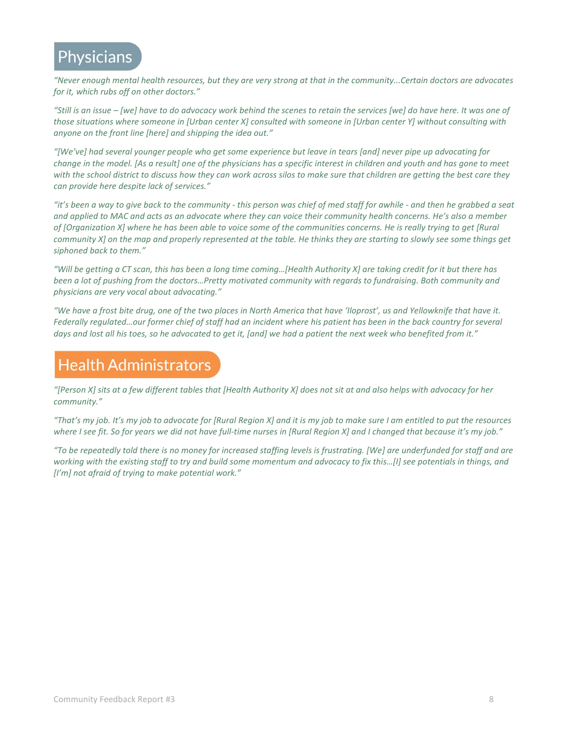## Physicians

*“Never enough mental health resources, but they are very strong at that in the community...Certain doctors are advocates for it, which rubs off on other doctors.”*

*“Still is an issue – [we] have to do advocacy work behind the scenes to retain the services [we] do have here. It was one of those situations where someone in [Urban center X] consulted with someone in [Urban center Y] without consulting with anyone on the front line [here] and shipping the idea out.”*

*“[We’ve] had several younger people who get some experience but leave in tears [and] never pipe up advocating for change in the model. [As a result] one of the physicians has a specific interest in children and youth and has gone to meet with the school district to discuss how they can work across silos to make sure that children are getting the best care they can provide here despite lack of services.”*

*“it’s been a way to give back to the community - this person was chief of med staff for awhile - and then he grabbed a seat and applied to MAC and acts as an advocate where they can voice their community health concerns. He’s also a member of [Organization X] where he has been able to voice some of the communities concerns. He is really trying to get [Rural community X] on the map and properly represented at the table. He thinks they are starting to slowly see some things get siphoned back to them.”*

*“Will be getting a CT scan, this has been a long time coming…[Health Authority X] are taking credit for it but there has been a lot of pushing from the doctors…Pretty motivated community with regards to fundraising. Both community and physicians are very vocal about advocating.”*

*“We have a frost bite drug, one of the two places in North America that have ‘Iloprost’, us and Yellowknife that have it. Federally regulated…our former chief of staff had an incident where his patient has been in the back country for several days and lost all his toes, so he advocated to get it, [and] we had a patient the next week who benefited from it.”*

## Health Administrators

*“[Person X] sits at a few different tables that [Health Authority X] does not sit at and also helps with advocacy for her community.”*

*“That’s my job. It’s my job to advocate for [Rural Region X] and it is my job to make sure I am entitled to put the resources where I see fit. So for years we did not have full-time nurses in [Rural Region X] and I changed that because it’s my job.”*

*“To be repeatedly told there is no money for increased staffing levels is frustrating. [We] are underfunded for staff and are working with the existing staff to try and build some momentum and advocacy to fix this…[I] see potentials in things, and [I’m] not afraid of trying to make potential work.”*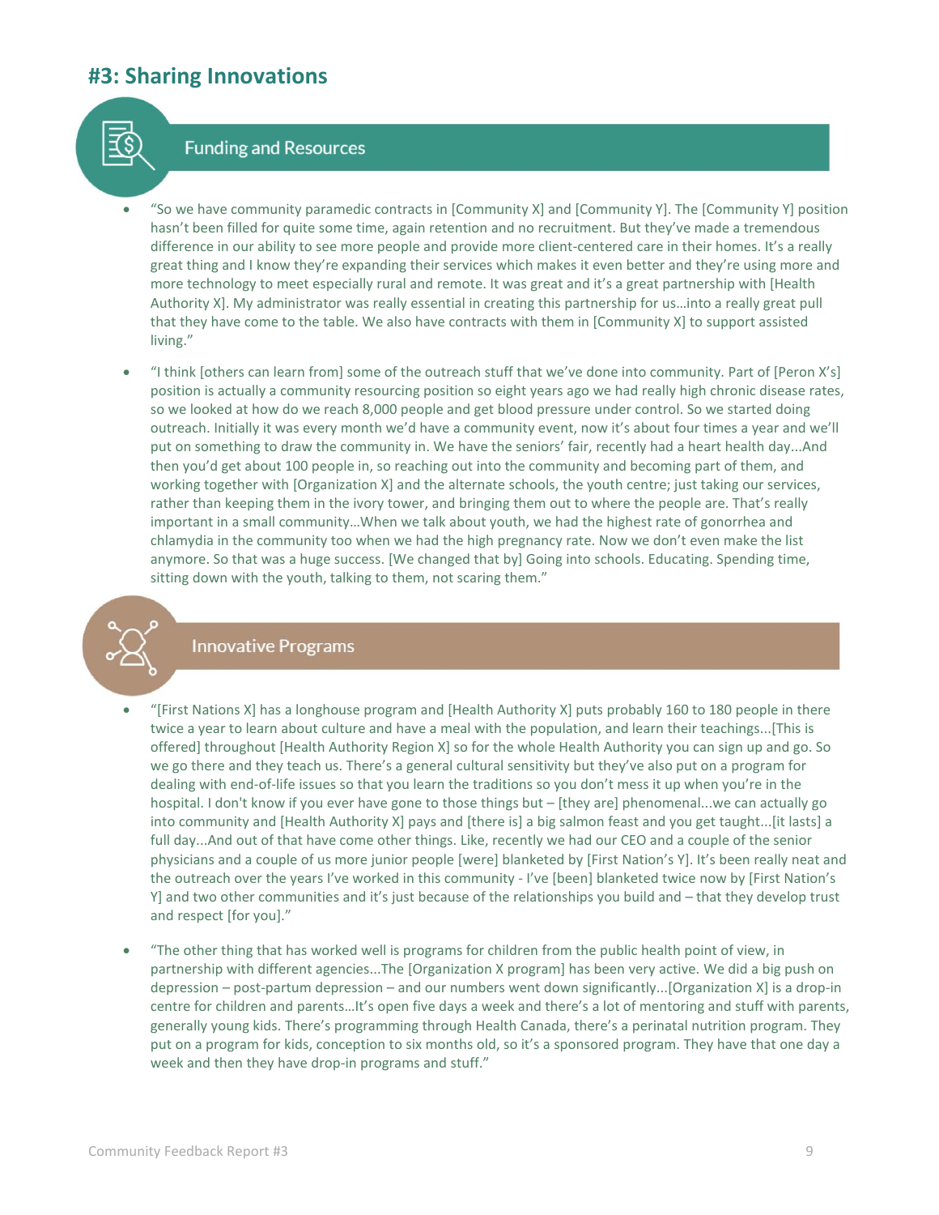## #3: Sharing Innovations

### Funding and Resources

- "So we have community paramedic contracts in [Community X] and [Community Y]. The [Community Y] position hasn't been filled for quite some time, again retention and no recruitment. But they've made a tremendous difference in our ability to see more people and provide more client-centered care in their homes. It's a really great thing and I know they're expanding their services which makes it even better and they're using more and more technology to meet especially rural and remote. It was great and it's a great partnership with [Health Authority X]. My administrator was really essential in creating this partnership for us…into a really great pull that they have come to the table. We also have contracts with them in [Community X] to support assisted living."
- "I think [others can learn from] some of the outreach stuff that we've done into community. Part of [Peron X's] position is actually a community resourcing position so eight years ago we had really high chronic disease rates, so we looked at how do we reach 8,000 people and get blood pressure under control. So we started doing outreach. Initially it was every month we'd have a community event, now it's about four times a year and we'll put on something to draw the community in. We have the seniors' fair, recently had a heart health day...And then you'd get about 100 people in, so reaching out into the community and becoming part of them, and working together with [Organization X] and the alternate schools, the youth centre; just taking our services, rather than keeping them in the ivory tower, and bringing them out to where the people are. That's really important in a small community…When we talk about youth, we had the highest rate of gonorrhea and chlamydia in the community too when we had the high pregnancy rate. Now we don't even make the list anymore. So that was a huge success. [We changed that by] Going into schools. Educating. Spending time, sitting down with the youth, talking to them, not scaring them."

### Innovative Programs

- "[First Nations X] has a longhouse program and [Health Authority X] puts probably 160 to 180 people in there twice a year to learn about culture and have a meal with the population, and learn their teachings...[This is offered] throughout [Health Authority Region X] so for the whole Health Authority you can sign up and go. So we go there and they teach us. There's a general cultural sensitivity but they've also put on a program for dealing with end-of-life issues so that you learn the traditions so you don't mess it up when you're in the hospital. I don't know if you ever have gone to those things but – [they are] phenomenal...we can actually go into community and [Health Authority X] pays and [there is] a big salmon feast and you get taught...[it lasts] a full day...And out of that have come other things. Like, recently we had our CEO and a couple of the senior physicians and a couple of us more junior people [were] blanketed by [First Nation's Y]. It's been really neat and the outreach over the years I've worked in this community - I've [been] blanketed twice now by [First Nation's Y] and two other communities and it's just because of the relationships you build and – that they develop trust and respect [for you]."
- "The other thing that has worked well is programs for children from the public health point of view, in partnership with different agencies...The [Organization X program] has been very active. We did a big push on depression – post-partum depression – and our numbers went down significantly...[Organization X] is a drop-in centre for children and parents…It's open five days a week and there's a lot of mentoring and stuff with parents, generally young kids. There's programming through Health Canada, there's a perinatal nutrition program. They put on a program for kids, conception to six months old, so it's a sponsored program. They have that one day a week and then they have drop-in programs and stuff."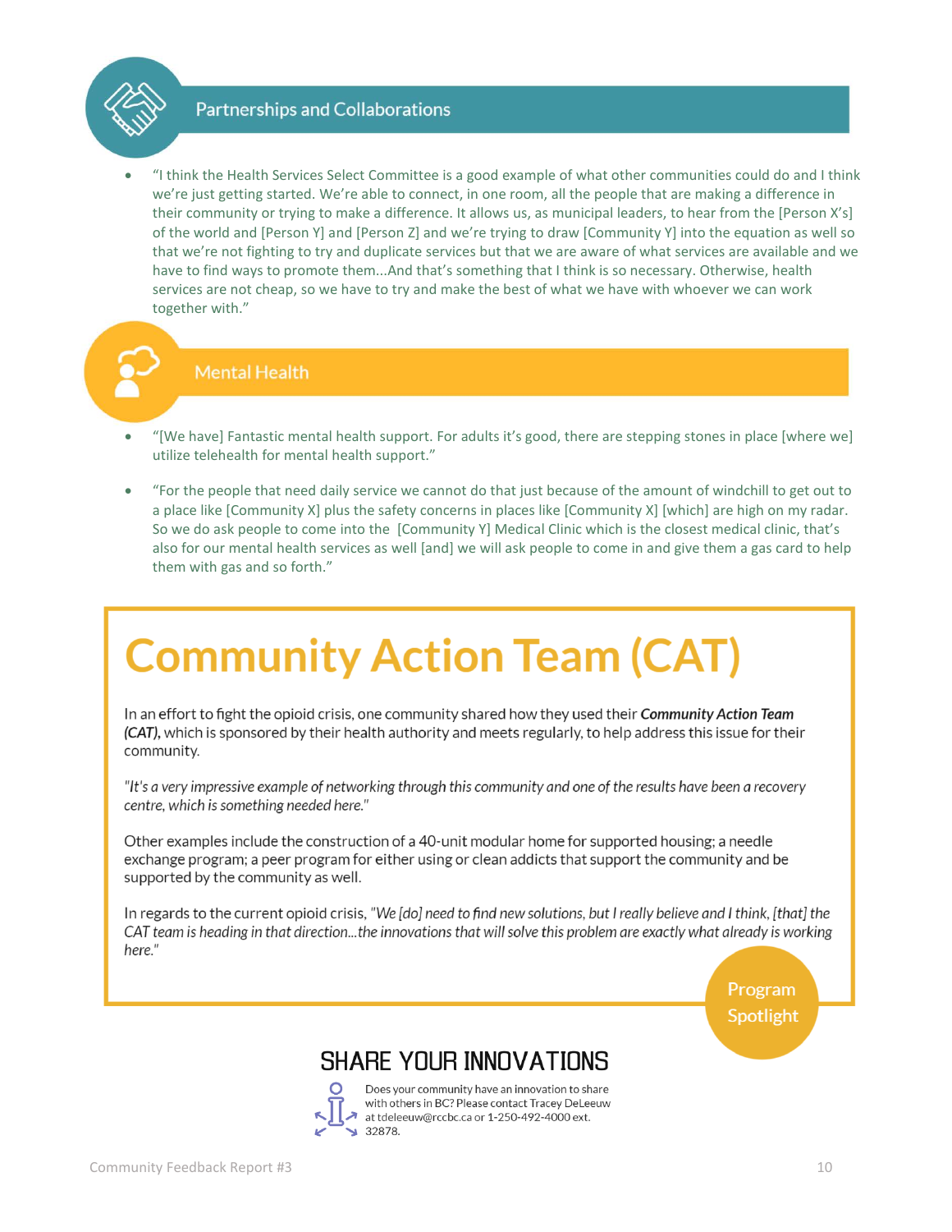## Partnerships and Collaborations

- "I think the Health Services Select Committee is a good example of what other communities could do and I think we're just getting started. We're able to connect, in one room, all the people that are making a difference in their community or trying to make a difference. It allows us, as municipal leaders, to hear from the [Person X's] of the world and [Person Y] and [Person Z] and we're trying to draw [Community Y] into the equation as well so that we're not fighting to try and duplicate services but that we are aware of what services are available and we have to find ways to promote them...And that's something that I think is so necessary. Otherwise, health services are not cheap, so we have to try and make the best of what we have with whoever we can work together with."

## Mental Health

- "[We have] Fantastic mental health support. For adults it's good, there are stepping stones in place [where we] utilize telehealth for mental health support."
- "For the people that need daily service we cannot do that just because of the amount of windchill to get out to a place like [Community X] plus the safety concerns in places like [Community X] [which] are high on my radar. So we do ask people to come into the [Community Y] Medical Clinic which is the closest medical clinic, that's also for our mental health services as well [and] we will ask people to come in and give them a gas card to help them with gas and so forth."

# Community Action Team (CAT)

In an effort to fight the opioid crisis, one community shared how they used their ***Community Action Team (CAT)***, which is sponsored by their health authority and meets regularly, to help address this issue for their community.

*"It's a very impressive example of networking through this community and one of the results have been a recovery centre, which is something needed here."*

Other examples include the construction of a 40-unit modular home for supported housing; a needle exchange program; a peer program for either using or clean addicts that support the community and be supported by the community as well.

In regards to the current opioid crisis, *"We [do] need to find new solutions, but I really believe and I think, [that] the CAT team is heading in that direction...the innovations that will solve this problem are exactly what already is working here."*

Program Spotlight

## SHARE YOUR INNOVATIONS

Does your community have an innovation to share with others in BC? Please contact Tracey DeLeeuw at tdeleeuw@rccbc.ca or 1-250-492-4000 ext. 32878.